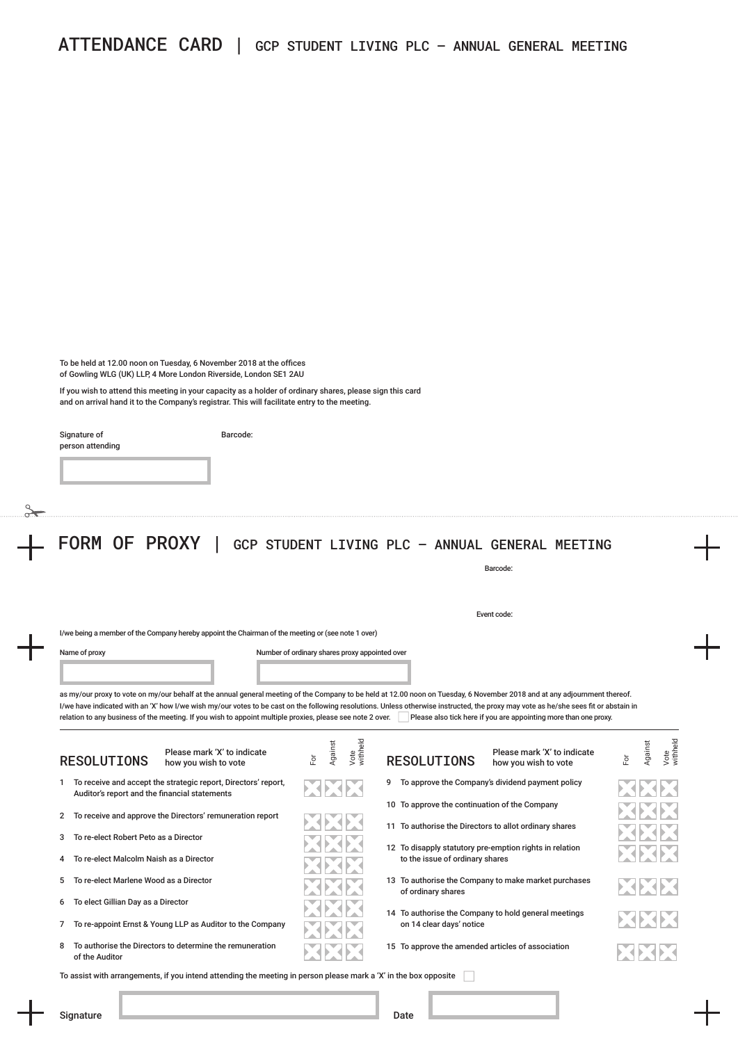# ATTENDANCE CARD | GCP STUDENT LIVING PLC – ANNUAL GENERAL MEETING

To be held at 12.00 noon on Tuesday, 6 November 2018 at the offices of Gowling WLG (UK) LLP, 4 More London Riverside, London SE1 2AU

If you wish to attend this meeting in your capacity as a holder of ordinary shares, please sign this card and on arrival hand it to the Company's registrar. This will facilitate entry to the meeting.

Signature of person attending

Barcode:

# FORM OF PROXY | GCP STUDENT LIVING PLC – ANNUAL GENERAL MEETING

Barcode:

Event code:

I/we being a member of the Company hereby appoint the Chairman of the meeting or (see note 1 over)

Name of proxy

Number of ordinary shares proxy appointed over

as my/our proxy to vote on my/our behalf at the annual general meeting of the Company to be held at 12.00 noon on Tuesday, 6 November 2018 and at any adjournment thereof. I/we have indicated with an 'X' how I/we wish my/our votes to be cast on the following resolutions. Unless otherwise instructed, the proxy may vote as he/she sees fit or abstain in relation to any business of the meeting. If you wish to appoint multiple proxies, please see note 2 over. ☐ Please also tick here if you are appointing more than one proxy.

## RESOLUTIONS

Please mark 'X' to indicate how you wish to vote

| | Resolution | For | Against | Vote withheld |
|---|---|---|---|---|
| 1 | To receive and accept the strategic report, Directors' report, Auditor's report and the financial statements | | | |
| 2 | To receive and approve the Directors' remuneration report | | | |
| 3 | To re-elect Robert Peto as a Director | | | |
| 4 | To re-elect Malcolm Naish as a Director | | | |
| 5 | To re-elect Marlene Wood as a Director | | | |
| 6 | To elect Gillian Day as a Director | | | |
| 7 | To re-appoint Ernst & Young LLP as Auditor to the Company | | | |
| 8 | To authorise the Directors to determine the remuneration of the Auditor | | | |
| 9 | To approve the Company's dividend payment policy | | | |
| 10 | To approve the continuation of the Company | | | |
| 11 | To authorise the Directors to allot ordinary shares | | | |
| 12 | To disapply statutory pre-emption rights in relation to the issue of ordinary shares | | | |
| 13 | To authorise the Company to make market purchases of ordinary shares | | | |
| 14 | To authorise the Company to hold general meetings on 14 clear days' notice | | | |
| 15 | To approve the amended articles of association | | | |

To assist with arrangements, if you intend attending the meeting in person please mark a 'X' in the box opposite ☐

Signature

Date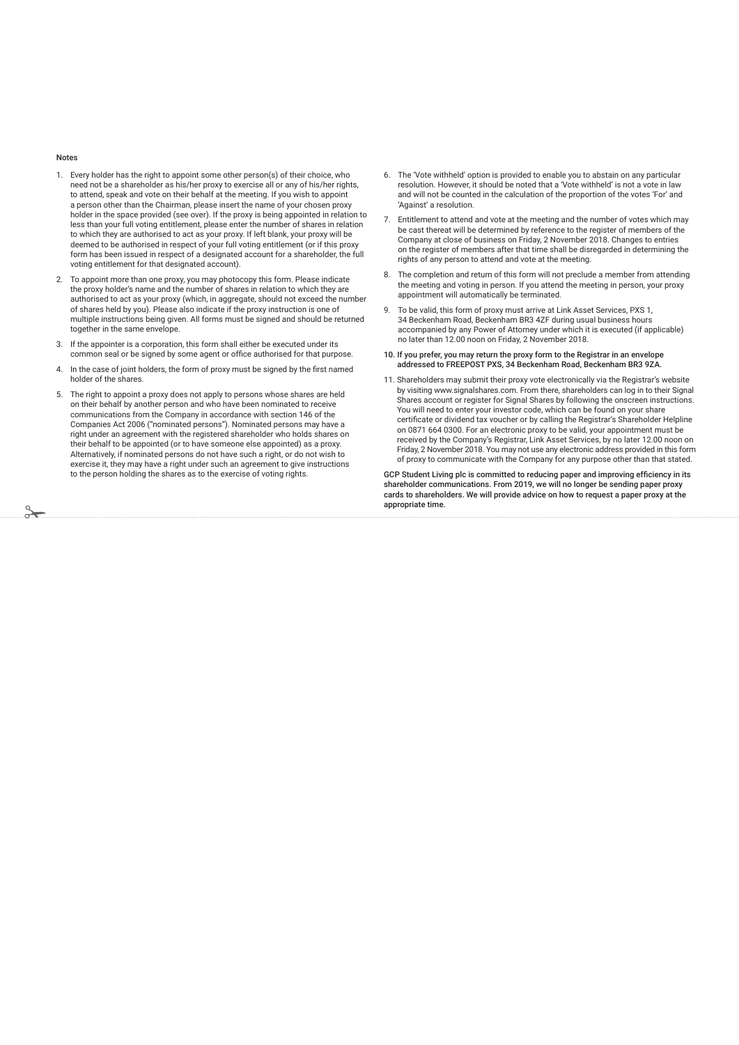## Notes

1. Every holder has the right to appoint some other person(s) of their choice, who need not be a shareholder as his/her proxy to exercise all or any of his/her rights, to attend, speak and vote on their behalf at the meeting. If you wish to appoint a person other than the Chairman, please insert the name of your chosen proxy holder in the space provided (see over). If the proxy is being appointed in relation to less than your full voting entitlement, please enter the number of shares in relation to which they are authorised to act as your proxy. If left blank, your proxy will be deemed to be authorised in respect of your full voting entitlement (or if this proxy form has been issued in respect of a designated account for a shareholder, the full voting entitlement for that designated account).
2. To appoint more than one proxy, you may photocopy this form. Please indicate the proxy holder's name and the number of shares in relation to which they are authorised to act as your proxy (which, in aggregate, should not exceed the number of shares held by you). Please also indicate if the proxy instruction is one of multiple instructions being given. All forms must be signed and should be returned together in the same envelope.
3. If the appointer is a corporation, this form shall either be executed under its common seal or be signed by some agent or office authorised for that purpose.
4. In the case of joint holders, the form of proxy must be signed by the first named holder of the shares.
5. The right to appoint a proxy does not apply to persons whose shares are held on their behalf by another person and who have been nominated to receive communications from the Company in accordance with section 146 of the Companies Act 2006 ("nominated persons"). Nominated persons may have a right under an agreement with the registered shareholder who holds shares on their behalf to be appointed (or to have someone else appointed) as a proxy. Alternatively, if nominated persons do not have such a right, or do not wish to exercise it, they may have a right under such an agreement to give instructions to the person holding the shares as to the exercise of voting rights.
6. The 'Vote withheld' option is provided to enable you to abstain on any particular resolution. However, it should be noted that a 'Vote withheld' is not a vote in law and will not be counted in the calculation of the proportion of the votes 'For' and 'Against' a resolution.
7. Entitlement to attend and vote at the meeting and the number of votes which may be cast thereat will be determined by reference to the register of members of the Company at close of business on Friday, 2 November 2018. Changes to entries on the register of members after that time shall be disregarded in determining the rights of any person to attend and vote at the meeting.
8. The completion and return of this form will not preclude a member from attending the meeting and voting in person. If you attend the meeting in person, your proxy appointment will automatically be terminated.
9. To be valid, this form of proxy must arrive at Link Asset Services, PXS 1, 34 Beckenham Road, Beckenham BR3 4ZF during usual business hours accompanied by any Power of Attorney under which it is executed (if applicable) no later than 12.00 noon on Friday, 2 November 2018.
10. **If you prefer, you may return the proxy form to the Registrar in an envelope addressed to FREEPOST PXS, 34 Beckenham Road, Beckenham BR3 9ZA.**
11. Shareholders may submit their proxy vote electronically via the Registrar's website by visiting www.signalshares.com. From there, shareholders can log in to their Signal Shares account or register for Signal Shares by following the onscreen instructions. You will need to enter your investor code, which can be found on your share certificate or dividend tax voucher or by calling the Registrar's Shareholder Helpline on 0871 664 0300. For an electronic proxy to be valid, your appointment must be received by the Company's Registrar, Link Asset Services, by no later 12.00 noon on Friday, 2 November 2018. You may not use any electronic address provided in this form of proxy to communicate with the Company for any purpose other than that stated.

**GCP Student Living plc is committed to reducing paper and improving efficiency in its shareholder communications. From 2019, we will no longer be sending paper proxy cards to shareholders. We will provide advice on how to request a paper proxy at the appropriate time.**